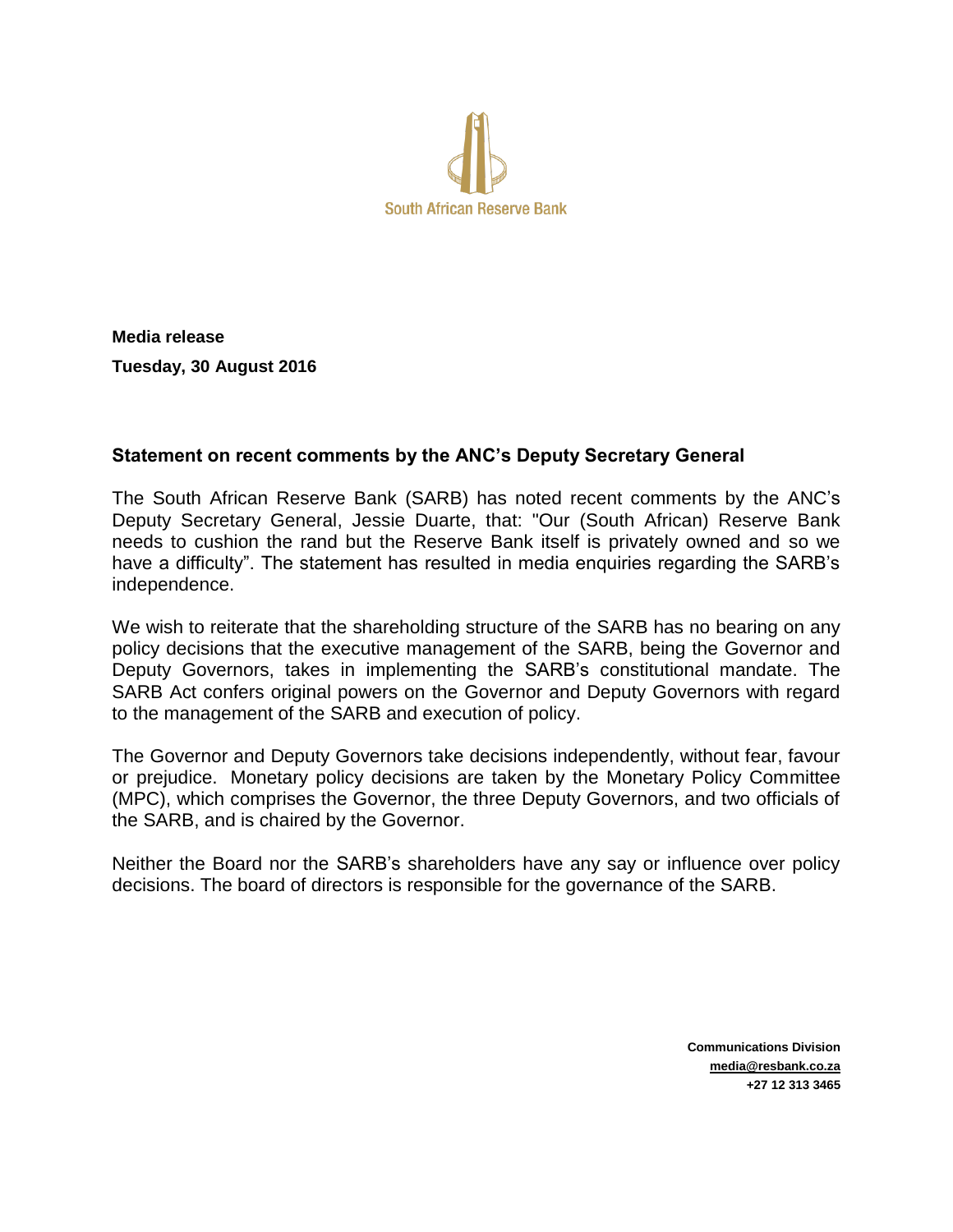South African Reserve Bank

**Media release**

**Tuesday, 30 August 2016**

## Statement on recent comments by the ANC's Deputy Secretary General

The South African Reserve Bank (SARB) has noted recent comments by the ANC's Deputy Secretary General, Jessie Duarte, that: "Our (South African) Reserve Bank needs to cushion the rand but the Reserve Bank itself is privately owned and so we have a difficulty". The statement has resulted in media enquiries regarding the SARB's independence.

We wish to reiterate that the shareholding structure of the SARB has no bearing on any policy decisions that the executive management of the SARB, being the Governor and Deputy Governors, takes in implementing the SARB's constitutional mandate. The SARB Act confers original powers on the Governor and Deputy Governors with regard to the management of the SARB and execution of policy.

The Governor and Deputy Governors take decisions independently, without fear, favour or prejudice. Monetary policy decisions are taken by the Monetary Policy Committee (MPC), which comprises the Governor, the three Deputy Governors, and two officials of the SARB, and is chaired by the Governor.

Neither the Board nor the SARB's shareholders have any say or influence over policy decisions. The board of directors is responsible for the governance of the SARB.

**Communications Division**
**media@resbank.co.za**
**+27 12 313 3465**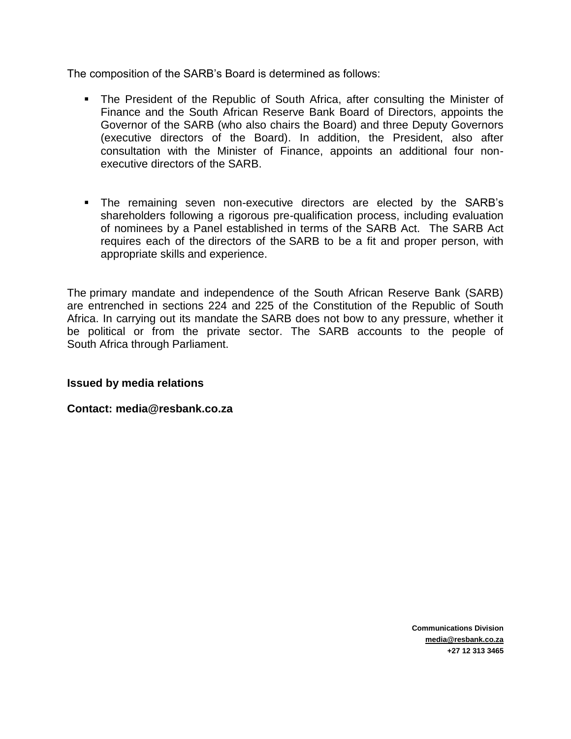The composition of the SARB's Board is determined as follows:

- The President of the Republic of South Africa, after consulting the Minister of Finance and the South African Reserve Bank Board of Directors, appoints the Governor of the SARB (who also chairs the Board) and three Deputy Governors (executive directors of the Board). In addition, the President, also after consultation with the Minister of Finance, appoints an additional four non-executive directors of the SARB.

- The remaining seven non-executive directors are elected by the SARB's shareholders following a rigorous pre-qualification process, including evaluation of nominees by a Panel established in terms of the SARB Act. The SARB Act requires each of the directors of the SARB to be a fit and proper person, with appropriate skills and experience.

The primary mandate and independence of the South African Reserve Bank (SARB) are entrenched in sections 224 and 225 of the Constitution of the Republic of South Africa. In carrying out its mandate the SARB does not bow to any pressure, whether it be political or from the private sector. The SARB accounts to the people of South Africa through Parliament.

**Issued by media relations**

**Contact: media@resbank.co.za**

**Communications Division**
**media@resbank.co.za**
**+27 12 313 3465**